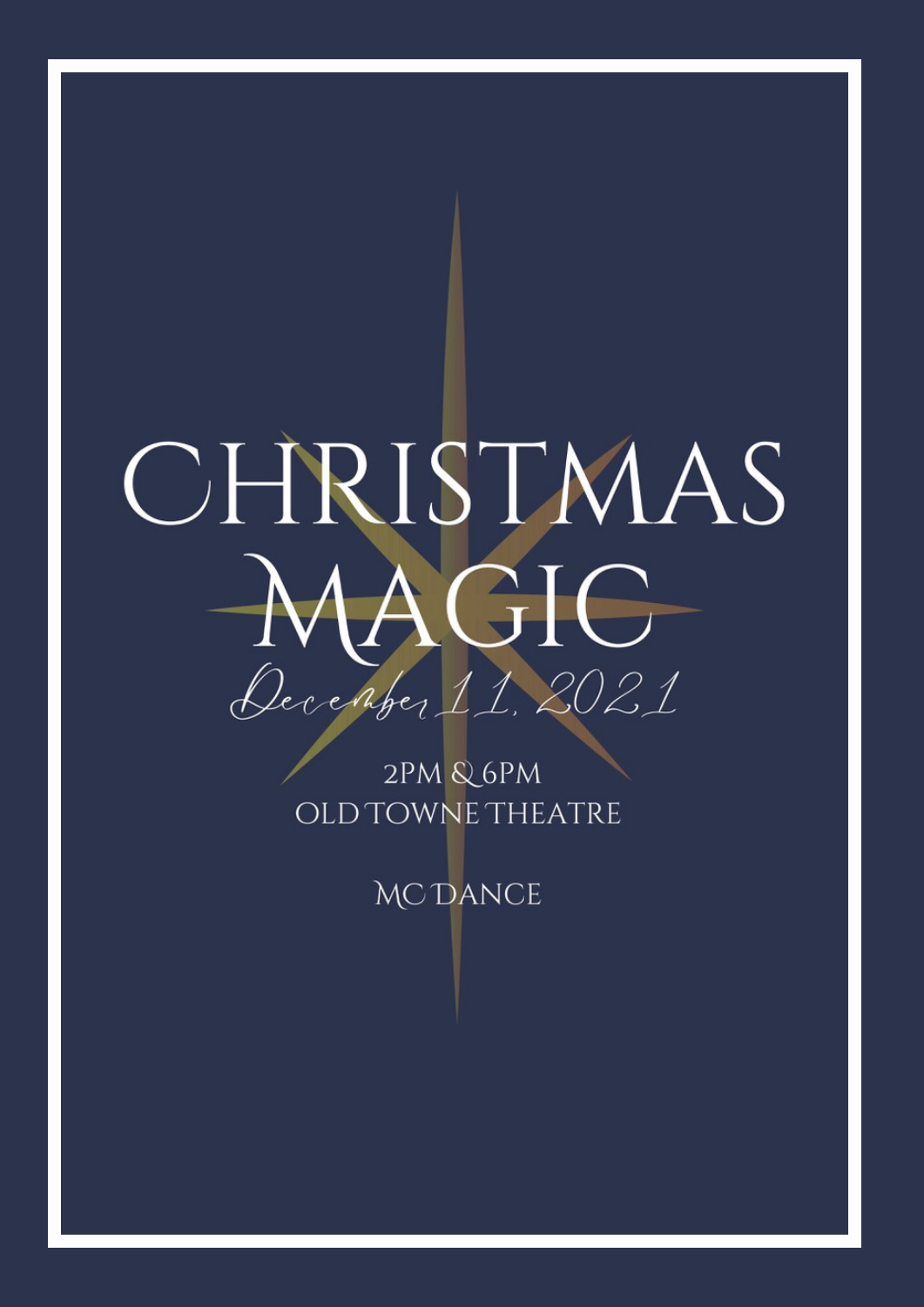# CHRISTMAS MAGIC

*December 11, 2021*

2PM & 6PM
OLD TOWNE THEATRE

MC DANCE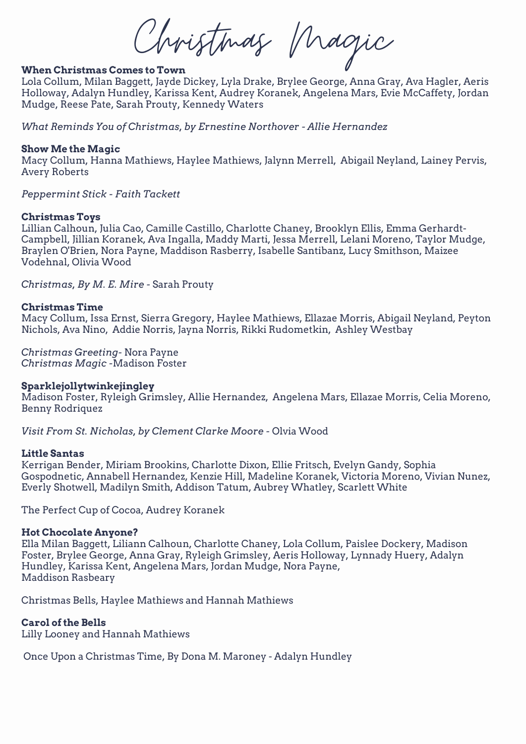# Christmas Magic

**When Christmas Comes to Town**
Lola Collum, Milan Baggett, Jayde Dickey, Lyla Drake, Brylee George, Anna Gray, Ava Hagler, Aeris Holloway, Adalyn Hundley, Karissa Kent, Audrey Koranek, Angelena Mars, Evie McCaffety, Jordan Mudge, Reese Pate, Sarah Prouty, Kennedy Waters

*What Reminds You of Christmas, by Ernestine Northover - Allie Hernandez*

**Show Me the Magic**
Macy Collum, Hanna Mathiews, Haylee Mathiews, Jalynn Merrell, Abigail Neyland, Lainey Pervis, Avery Roberts

*Peppermint Stick - Faith Tackett*

**Christmas Toys**
Lillian Calhoun, Julia Cao, Camille Castillo, Charlotte Chaney, Brooklyn Ellis, Emma Gerhardt-Campbell, Jillian Koranek, Ava Ingalla, Maddy Marti, Jessa Merrell, Lelani Moreno, Taylor Mudge, Braylen O'Brien, Nora Payne, Maddison Rasberry, Isabelle Santibanz, Lucy Smithson, Maizee Vodehnal, Olivia Wood

*Christmas, By M. E. Mire* - Sarah Prouty

**Christmas Time**
Macy Collum, Issa Ernst, Sierra Gregory, Haylee Mathiews, Ellazae Morris, Abigail Neyland, Peyton Nichols, Ava Nino, Addie Norris, Jayna Norris, Rikki Rudometkin, Ashley Westbay

*Christmas Greeting*- Nora Payne
*Christmas Magic* -Madison Foster

**Sparklejollytwinkejingley**
Madison Foster, Ryleigh Grimsley, Allie Hernandez, Angelena Mars, Ellazae Morris, Celia Moreno, Benny Rodriquez

*Visit From St. Nicholas, by Clement Clarke Moore* - Olvia Wood

**Little Santas**
Kerrigan Bender, Miriam Brookins, Charlotte Dixon, Ellie Fritsch, Evelyn Gandy, Sophia Gospodnetic, Annabell Hernandez, Kenzie Hill, Madeline Koranek, Victoria Moreno, Vivian Nunez, Everly Shotwell, Madilyn Smith, Addison Tatum, Aubrey Whatley, Scarlett White

The Perfect Cup of Cocoa, Audrey Koranek

**Hot Chocolate Anyone?**
Ella Milan Baggett, Liliann Calhoun, Charlotte Chaney, Lola Collum, Paislee Dockery, Madison Foster, Brylee George, Anna Gray, Ryleigh Grimsley, Aeris Holloway, Lynnady Huery, Adalyn Hundley, Karissa Kent, Angelena Mars, Jordan Mudge, Nora Payne, Maddison Rasbeary

Christmas Bells, Haylee Mathiews and Hannah Mathiews

**Carol of the Bells**
Lilly Looney and Hannah Mathiews

Once Upon a Christmas Time, By Dona M. Maroney - Adalyn Hundley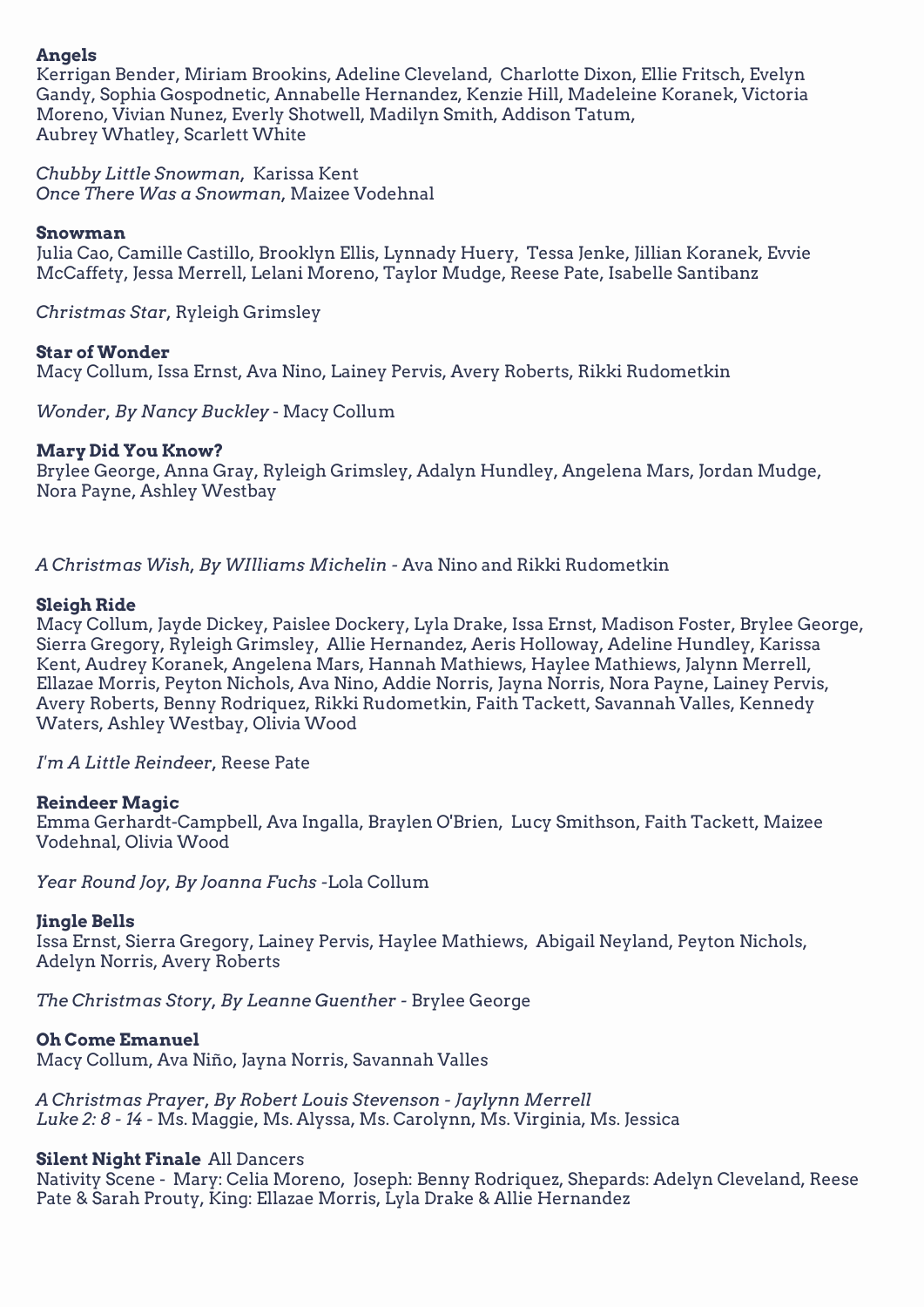**Angels**
Kerrigan Bender, Miriam Brookins, Adeline Cleveland, Charlotte Dixon, Ellie Fritsch, Evelyn Gandy, Sophia Gospodnetic, Annabelle Hernandez, Kenzie Hill, Madeleine Koranek, Victoria Moreno, Vivian Nunez, Everly Shotwell, Madilyn Smith, Addison Tatum, Aubrey Whatley, Scarlett White

*Chubby Little Snowman*, Karissa Kent
*Once There Was a Snowman*, Maizee Vodehnal

**Snowman**
Julia Cao, Camille Castillo, Brooklyn Ellis, Lynnady Huery, Tessa Jenke, Jillian Koranek, Evvie McCaffety, Jessa Merrell, Lelani Moreno, Taylor Mudge, Reese Pate, Isabelle Santibanz

*Christmas Star*, Ryleigh Grimsley

**Star of Wonder**
Macy Collum, Issa Ernst, Ava Nino, Lainey Pervis, Avery Roberts, Rikki Rudometkin

*Wonder*, *By Nancy Buckley* - Macy Collum

**Mary Did You Know?**
Brylee George, Anna Gray, Ryleigh Grimsley, Adalyn Hundley, Angelena Mars, Jordan Mudge, Nora Payne, Ashley Westbay

*A Christmas Wish*, *By WIlliams Michelin* - Ava Nino and Rikki Rudometkin

**Sleigh Ride**
Macy Collum, Jayde Dickey, Paislee Dockery, Lyla Drake, Issa Ernst, Madison Foster, Brylee George, Sierra Gregory, Ryleigh Grimsley, Allie Hernandez, Aeris Holloway, Adeline Hundley, Karissa Kent, Audrey Koranek, Angelena Mars, Hannah Mathiews, Haylee Mathiews, Jalynn Merrell, Ellazae Morris, Peyton Nichols, Ava Nino, Addie Norris, Jayna Norris, Nora Payne, Lainey Pervis, Avery Roberts, Benny Rodriquez, Rikki Rudometkin, Faith Tackett, Savannah Valles, Kennedy Waters, Ashley Westbay, Olivia Wood

*I'm A Little Reindeer*, Reese Pate

**Reindeer Magic**
Emma Gerhardt-Campbell, Ava Ingalla, Braylen O'Brien, Lucy Smithson, Faith Tackett, Maizee Vodehnal, Olivia Wood

*Year Round Joy*, *By Joanna Fuchs* -Lola Collum

**Jingle Bells**
Issa Ernst, Sierra Gregory, Lainey Pervis, Haylee Mathiews, Abigail Neyland, Peyton Nichols, Adelyn Norris, Avery Roberts

*The Christmas Story*, *By Leanne Guenther* - Brylee George

**Oh Come Emanuel**
Macy Collum, Ava Niño, Jayna Norris, Savannah Valles

*A Christmas Prayer*, *By Robert Louis Stevenson - Jaylynn Merrell*
*Luke 2: 8 - 14* - Ms. Maggie, Ms. Alyssa, Ms. Carolynn, Ms. Virginia, Ms. Jessica

**Silent Night Finale** All Dancers
Nativity Scene - Mary: Celia Moreno, Joseph: Benny Rodriquez, Shepards: Adelyn Cleveland, Reese Pate & Sarah Prouty, King: Ellazae Morris, Lyla Drake & Allie Hernandez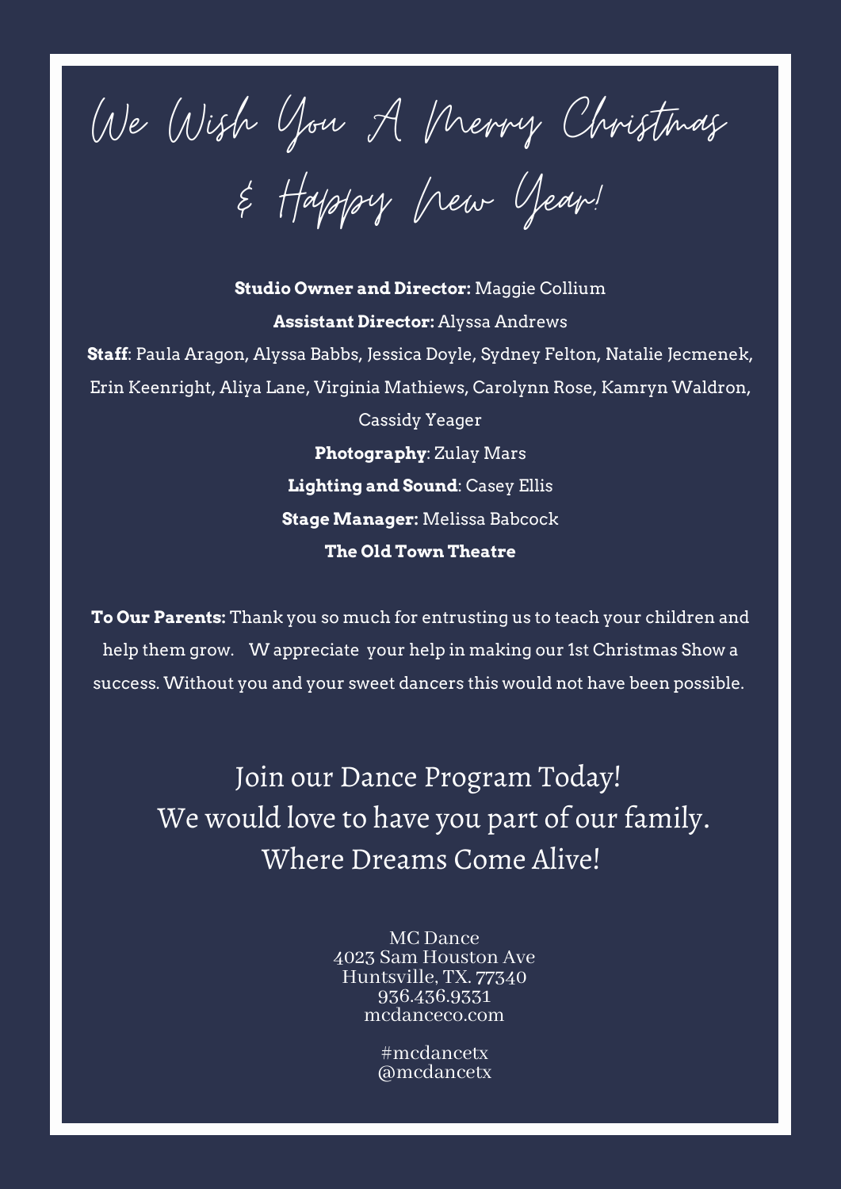# We Wish You A Merry Christmas & Happy New Year!

**Studio Owner and Director:** Maggie Collium

**Assistant Director:** Alyssa Andrews

**Staff**: Paula Aragon, Alyssa Babbs, Jessica Doyle, Sydney Felton, Natalie Jecmenek, Erin Keenright, Aliya Lane, Virginia Mathiews, Carolynn Rose, Kamryn Waldron, Cassidy Yeager

**Photography**: Zulay Mars

**Lighting and Sound**: Casey Ellis

**Stage Manager:** Melissa Babcock

**The Old Town Theatre**

**To Our Parents:** Thank you so much for entrusting us to teach your children and help them grow. W appreciate your help in making our 1st Christmas Show a success. Without you and your sweet dancers this would not have been possible.

## Join our Dance Program Today!
## We would love to have you part of our family.
## Where Dreams Come Alive!

MC Dance
4023 Sam Houston Ave
Huntsville, TX. 77340
936.436.9331
mcdanceco.com

#mcdancetx
@mcdancetx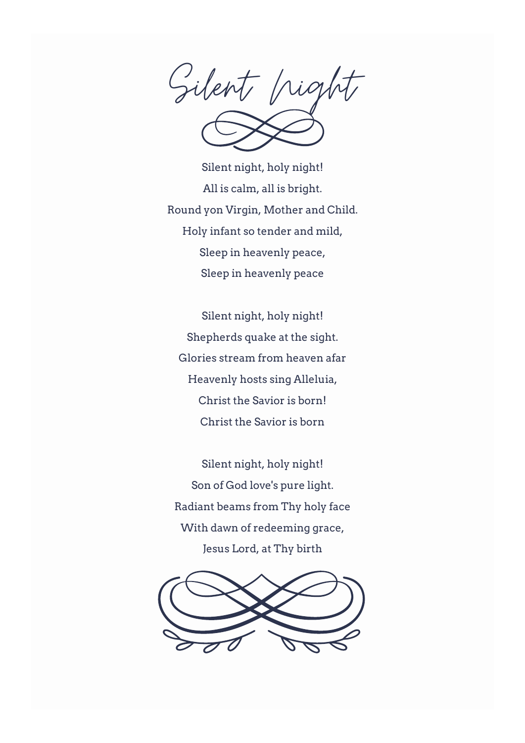# Silent Night

Silent night, holy night!
All is calm, all is bright.
Round yon Virgin, Mother and Child.
Holy infant so tender and mild,
Sleep in heavenly peace,
Sleep in heavenly peace

Silent night, holy night!
Shepherds quake at the sight.
Glories stream from heaven afar
Heavenly hosts sing Alleluia,
Christ the Savior is born!
Christ the Savior is born

Silent night, holy night!
Son of God love's pure light.
Radiant beams from Thy holy face
With dawn of redeeming grace,
Jesus Lord, at Thy birth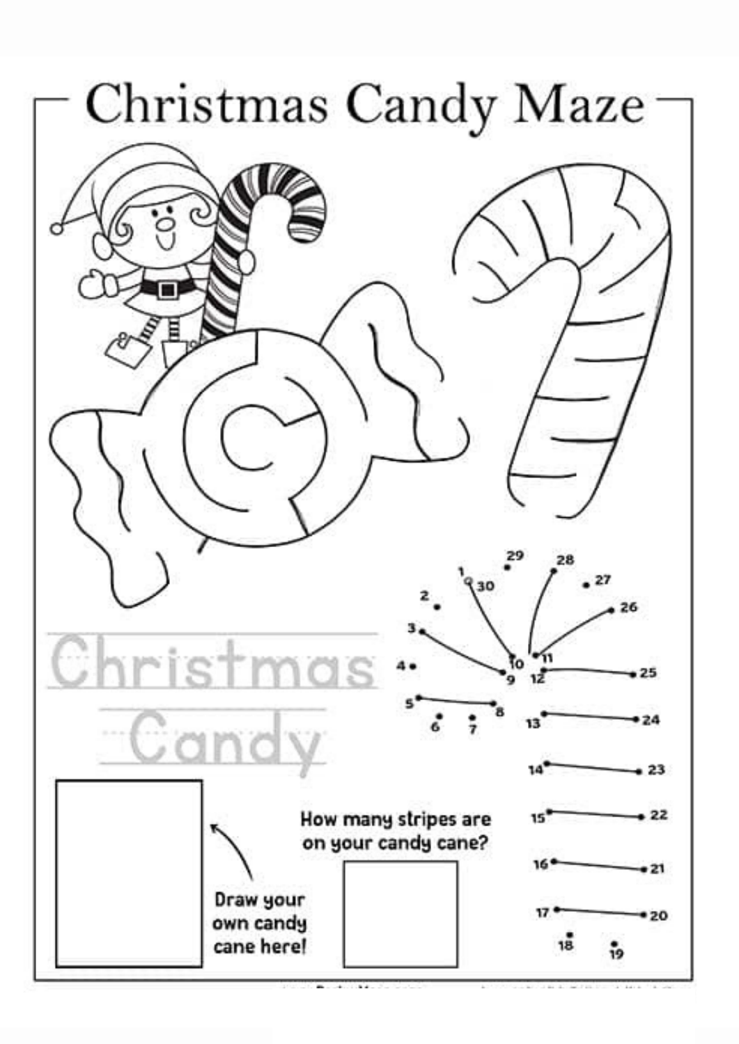# Christmas Candy Maze

Christmas

Candy

How many stripes are on your candy cane?

Draw your own candy cane here!